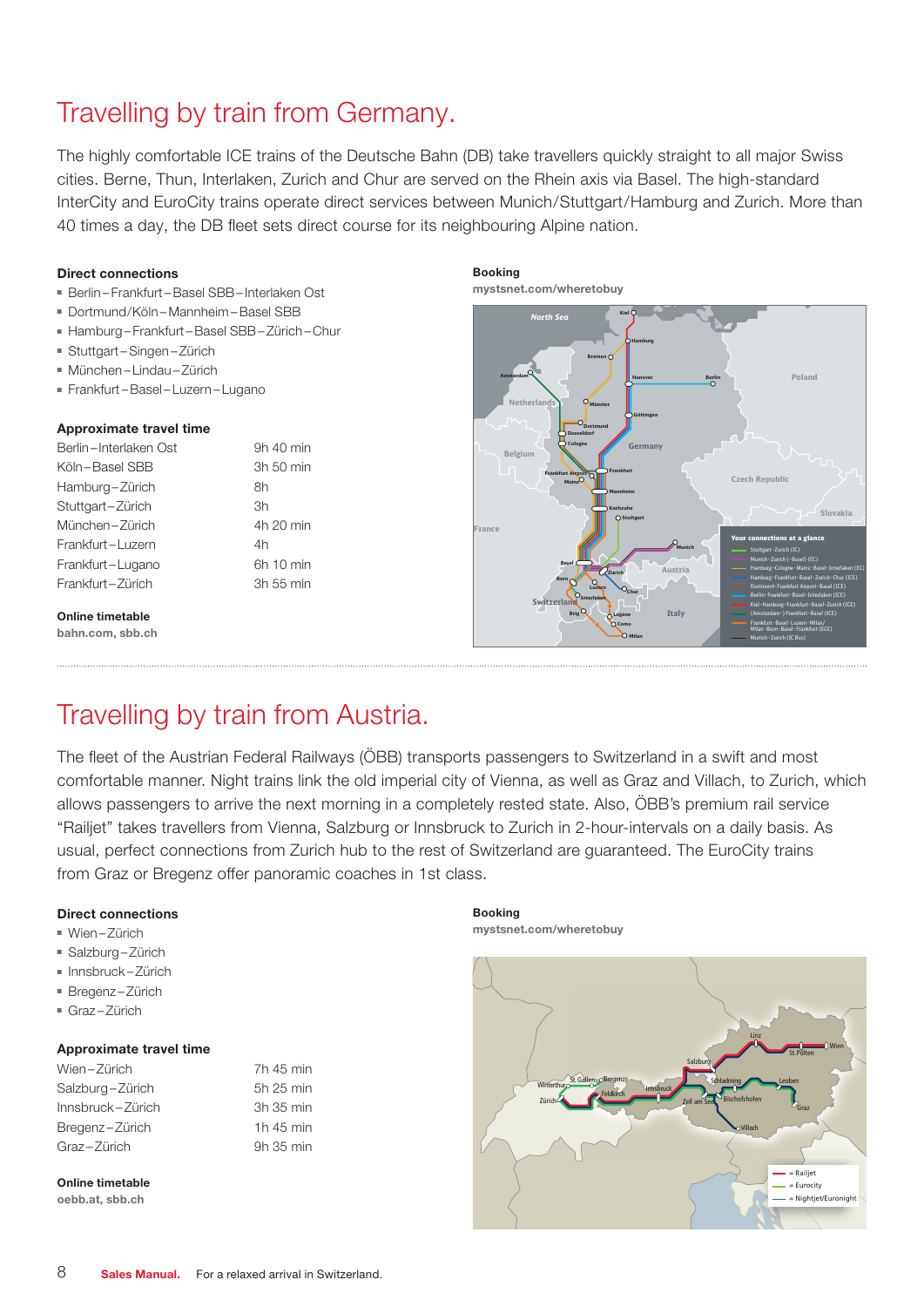# Travelling by train from Germany.

The highly comfortable ICE trains of the Deutsche Bahn (DB) take travellers quickly straight to all major Swiss cities. Berne, Thun, Interlaken, Zurich and Chur are served on the Rhein axis via Basel. The high-standard InterCity and EuroCity trains operate direct services between Munich/Stuttgart/Hamburg and Zurich. More than 40 times a day, the DB fleet sets direct course for its neighbouring Alpine nation.

**Direct connections**

- Berlin – Frankfurt – Basel SBB – Interlaken Ost
- Dortmund/Köln – Mannheim – Basel SBB
- Hamburg – Frankfurt – Basel SBB – Zürich – Chur
- Stuttgart – Singen – Zürich
- München – Lindau – Zürich
- Frankfurt – Basel – Luzern – Lugano

**Approximate travel time**

| | |
|---|---|
| Berlin – Interlaken Ost | 9h 40 min |
| Köln – Basel SBB | 3h 50 min |
| Hamburg – Zürich | 8h |
| Stuttgart – Zürich | 3h |
| München – Zürich | 4h 20 min |
| Frankfurt – Luzern | 4h |
| Frankfurt – Lugano | 6h 10 min |
| Frankfurt – Zürich | 3h 55 min |

**Online timetable**
bahn.com, sbb.ch

**Booking**
mystsnet.com/wheretobuy

# Travelling by train from Austria.

The fleet of the Austrian Federal Railways (ÖBB) transports passengers to Switzerland in a swift and most comfortable manner. Night trains link the old imperial city of Vienna, as well as Graz and Villach, to Zurich, which allows passengers to arrive the next morning in a completely rested state. Also, ÖBB's premium rail service "Railjet" takes travellers from Vienna, Salzburg or Innsbruck to Zurich in 2-hour-intervals on a daily basis. As usual, perfect connections from Zurich hub to the rest of Switzerland are guaranteed. The EuroCity trains from Graz or Bregenz offer panoramic coaches in 1st class.

**Direct connections**

- Wien – Zürich
- Salzburg – Zürich
- Innsbruck – Zürich
- Bregenz – Zürich
- Graz – Zürich

**Approximate travel time**

| | |
|---|---|
| Wien – Zürich | 7h 45 min |
| Salzburg – Zürich | 5h 25 min |
| Innsbruck – Zürich | 3h 35 min |
| Bregenz – Zürich | 1h 45 min |
| Graz – Zürich | 9h 35 min |

**Online timetable**
oebb.at, sbb.ch

**Booking**
mystsnet.com/wheretobuy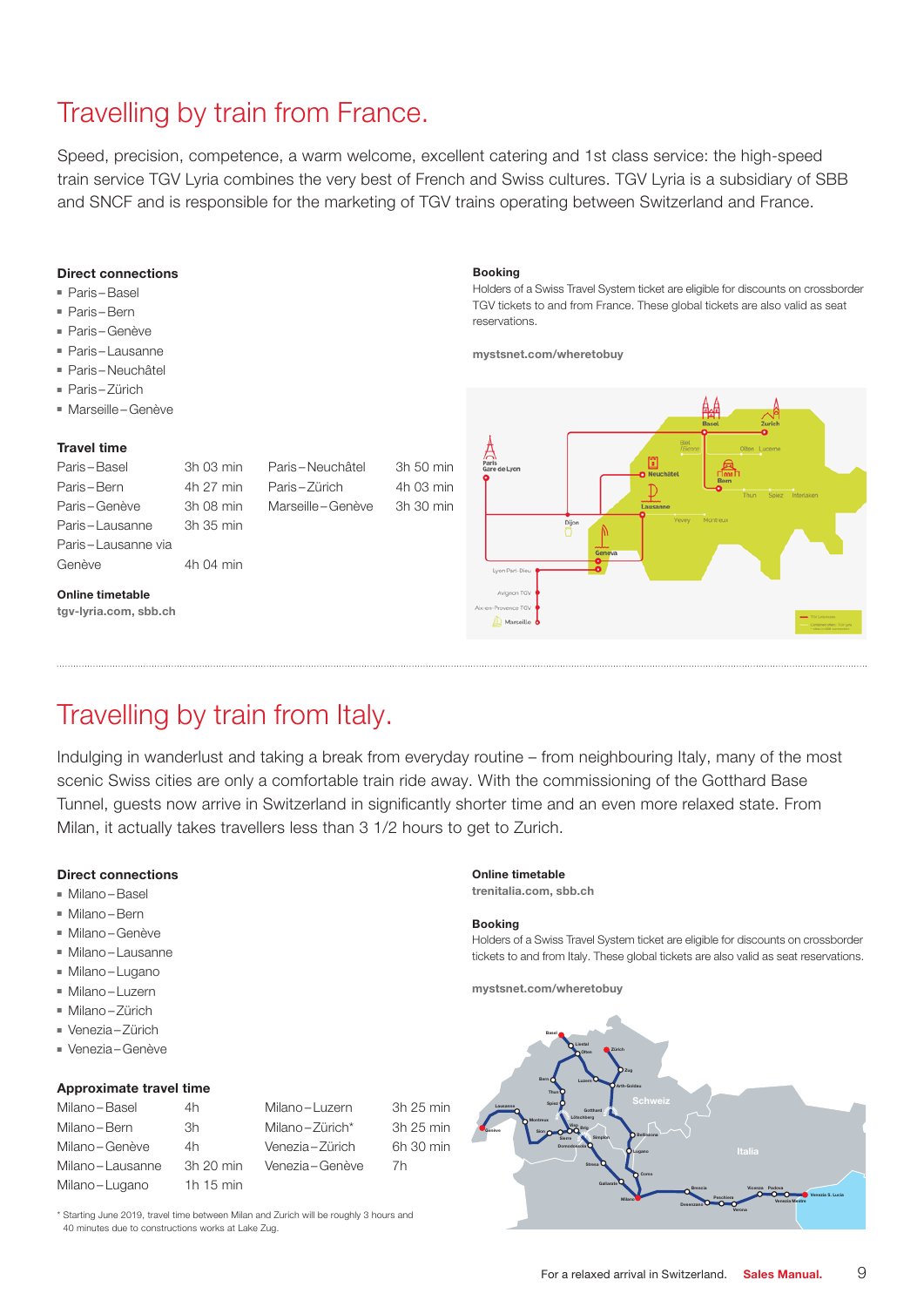# Travelling by train from France.

Speed, precision, competence, a warm welcome, excellent catering and 1st class service: the high-speed train service TGV Lyria combines the very best of French and Swiss cultures. TGV Lyria is a subsidiary of SBB and SNCF and is responsible for the marketing of TGV trains operating between Switzerland and France.

**Direct connections**

- Paris – Basel
- Paris – Bern
- Paris – Genève
- Paris – Lausanne
- Paris – Neuchâtel
- Paris – Zürich
- Marseille – Genève

**Travel time**

| | | | |
|---|---|---|---|
| Paris – Basel | 3h 03 min | Paris – Neuchâtel | 3h 50 min |
| Paris – Bern | 4h 27 min | Paris – Zürich | 4h 03 min |
| Paris – Genève | 3h 08 min | Marseille – Genève | 3h 30 min |
| Paris – Lausanne | 3h 35 min | | |
| Paris – Lausanne via Genève | 4h 04 min | | |

**Online timetable**
**tgv-lyria.com, sbb.ch**

**Booking**
Holders of a Swiss Travel System ticket are eligible for discounts on crossborder TGV tickets to and from France. These global tickets are also valid as seat reservations.

**mystsnet.com/wheretobuy**

Basel
Zurich
Paris Gare de Lyon
Neuchâtel
Biel/Bienne
Olten
Lucerne
Bern
Thun
Spiez
Interlaken
Lausanne
Vevey
Montreux
Dijon
Geneva
Lyon Part-Dieu
Avignon TGV
Aix-en-Provence TGV
Marseille

# Travelling by train from Italy.

Indulging in wanderlust and taking a break from everyday routine – from neighbouring Italy, many of the most scenic Swiss cities are only a comfortable train ride away. With the commissioning of the Gotthard Base Tunnel, guests now arrive in Switzerland in significantly shorter time and an even more relaxed state. From Milan, it actually takes travellers less than 3 1/2 hours to get to Zurich.

**Direct connections**

- Milano – Basel
- Milano – Bern
- Milano – Genève
- Milano – Lausanne
- Milano – Lugano
- Milano – Luzern
- Milano – Zürich
- Venezia – Zürich
- Venezia – Genève

**Approximate travel time**

| | | | |
|---|---|---|---|
| Milano – Basel | 4h | Milano – Luzern | 3h 25 min |
| Milano – Bern | 3h | Milano – Zürich* | 3h 25 min |
| Milano – Genève | 4h | Venezia – Zürich | 6h 30 min |
| Milano – Lausanne | 3h 20 min | Venezia – Genève | 7h |
| Milano – Lugano | 1h 15 min | | |

\* Starting June 2019, travel time between Milan and Zurich will be roughly 3 hours and 40 minutes due to constructions works at Lake Zug.

**Online timetable**
**trenitalia.com, sbb.ch**

**Booking**
Holders of a Swiss Travel System ticket are eligible for discounts on crossborder tickets to and from Italy. These global tickets are also valid as seat reservations.

**mystsnet.com/wheretobuy**

Basel
Liestal
Olten
Zürich
Zug
Luzern
Arth-Goldau
Bern
Thun
Spiez
Lausanne
Montreux
Genève
Schweiz
Gotthard
Lötschberg
Sion
Visp
Brig
Sierre
Simplon
Domodossola
Bellinzona
Lugano
Stresa
Como
Gallarate
Milano
Brescia
Desenzano
Peschiera
Verona
Vicenza
Padova
Venezia Mestre
Venezia S. Lucia
Italia